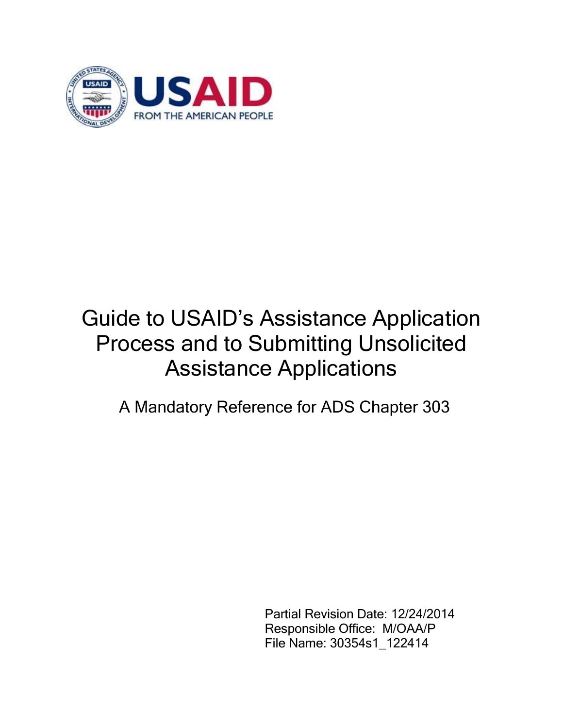USAID

FROM THE AMERICAN PEOPLE

# Guide to USAID's Assistance Application Process and to Submitting Unsolicited Assistance Applications

A Mandatory Reference for ADS Chapter 303

Partial Revision Date: 12/24/2014
Responsible Office: M/OAA/P
File Name: 30354s1_122414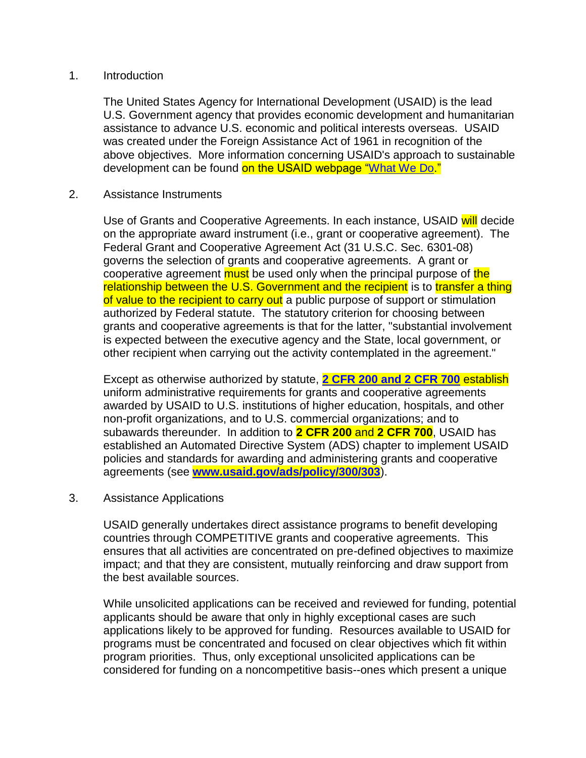1. Introduction

The United States Agency for International Development (USAID) is the lead U.S. Government agency that provides economic development and humanitarian assistance to advance U.S. economic and political interests overseas. USAID was created under the Foreign Assistance Act of 1961 in recognition of the above objectives. More information concerning USAID's approach to sustainable development can be found on the USAID webpage "What We Do."

2. Assistance Instruments

Use of Grants and Cooperative Agreements. In each instance, USAID will decide on the appropriate award instrument (i.e., grant or cooperative agreement). The Federal Grant and Cooperative Agreement Act (31 U.S.C. Sec. 6301-08) governs the selection of grants and cooperative agreements. A grant or cooperative agreement must be used only when the principal purpose of the relationship between the U.S. Government and the recipient is to transfer a thing of value to the recipient to carry out a public purpose of support or stimulation authorized by Federal statute. The statutory criterion for choosing between grants and cooperative agreements is that for the latter, "substantial involvement is expected between the executive agency and the State, local government, or other recipient when carrying out the activity contemplated in the agreement."

Except as otherwise authorized by statute, **2 CFR 200 and 2 CFR 700** establish uniform administrative requirements for grants and cooperative agreements awarded by USAID to U.S. institutions of higher education, hospitals, and other non-profit organizations, and to U.S. commercial organizations; and to subawards thereunder. In addition to **2 CFR 200** and **2 CFR 700**, USAID has established an Automated Directive System (ADS) chapter to implement USAID policies and standards for awarding and administering grants and cooperative agreements (see **www.usaid.gov/ads/policy/300/303**).

3. Assistance Applications

USAID generally undertakes direct assistance programs to benefit developing countries through COMPETITIVE grants and cooperative agreements. This ensures that all activities are concentrated on pre-defined objectives to maximize impact; and that they are consistent, mutually reinforcing and draw support from the best available sources.

While unsolicited applications can be received and reviewed for funding, potential applicants should be aware that only in highly exceptional cases are such applications likely to be approved for funding. Resources available to USAID for programs must be concentrated and focused on clear objectives which fit within program priorities. Thus, only exceptional unsolicited applications can be considered for funding on a noncompetitive basis--ones which present a unique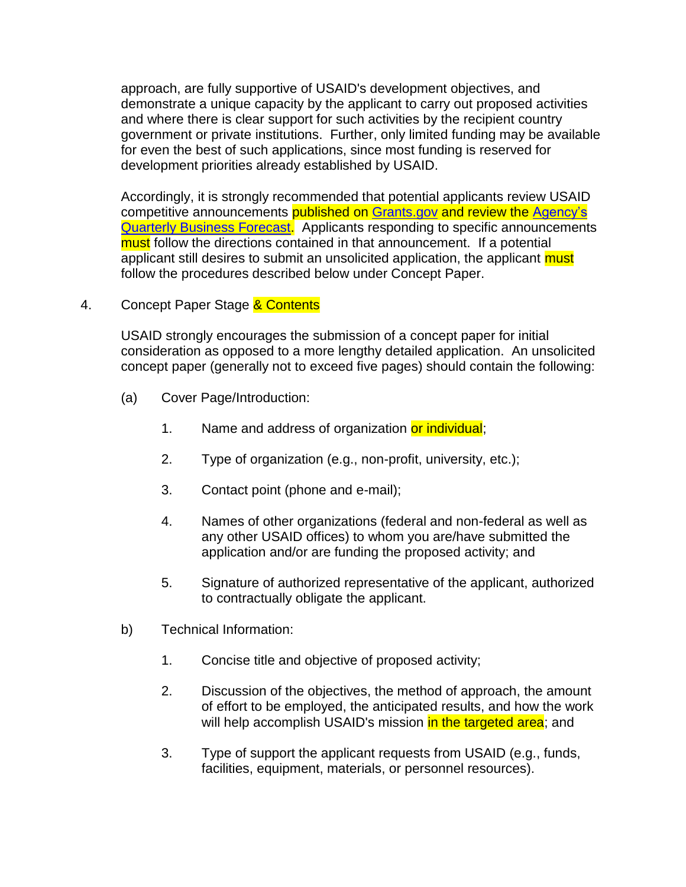approach, are fully supportive of USAID's development objectives, and demonstrate a unique capacity by the applicant to carry out proposed activities and where there is clear support for such activities by the recipient country government or private institutions. Further, only limited funding may be available for even the best of such applications, since most funding is reserved for development priorities already established by USAID.

Accordingly, it is strongly recommended that potential applicants review USAID competitive announcements published on [Grants.gov](Grants.gov) and review the [Agency's Quarterly Business Forecast](Agency's Quarterly Business Forecast). Applicants responding to specific announcements must follow the directions contained in that announcement. If a potential applicant still desires to submit an unsolicited application, the applicant must follow the procedures described below under Concept Paper.

4. Concept Paper Stage & Contents

USAID strongly encourages the submission of a concept paper for initial consideration as opposed to a more lengthy detailed application. An unsolicited concept paper (generally not to exceed five pages) should contain the following:

(a) Cover Page/Introduction:

1. Name and address of organization or individual;
2. Type of organization (e.g., non-profit, university, etc.);
3. Contact point (phone and e-mail);
4. Names of other organizations (federal and non-federal as well as any other USAID offices) to whom you are/have submitted the application and/or are funding the proposed activity; and
5. Signature of authorized representative of the applicant, authorized to contractually obligate the applicant.

b) Technical Information:

1. Concise title and objective of proposed activity;
2. Discussion of the objectives, the method of approach, the amount of effort to be employed, the anticipated results, and how the work will help accomplish USAID's mission in the targeted area; and
3. Type of support the applicant requests from USAID (e.g., funds, facilities, equipment, materials, or personnel resources).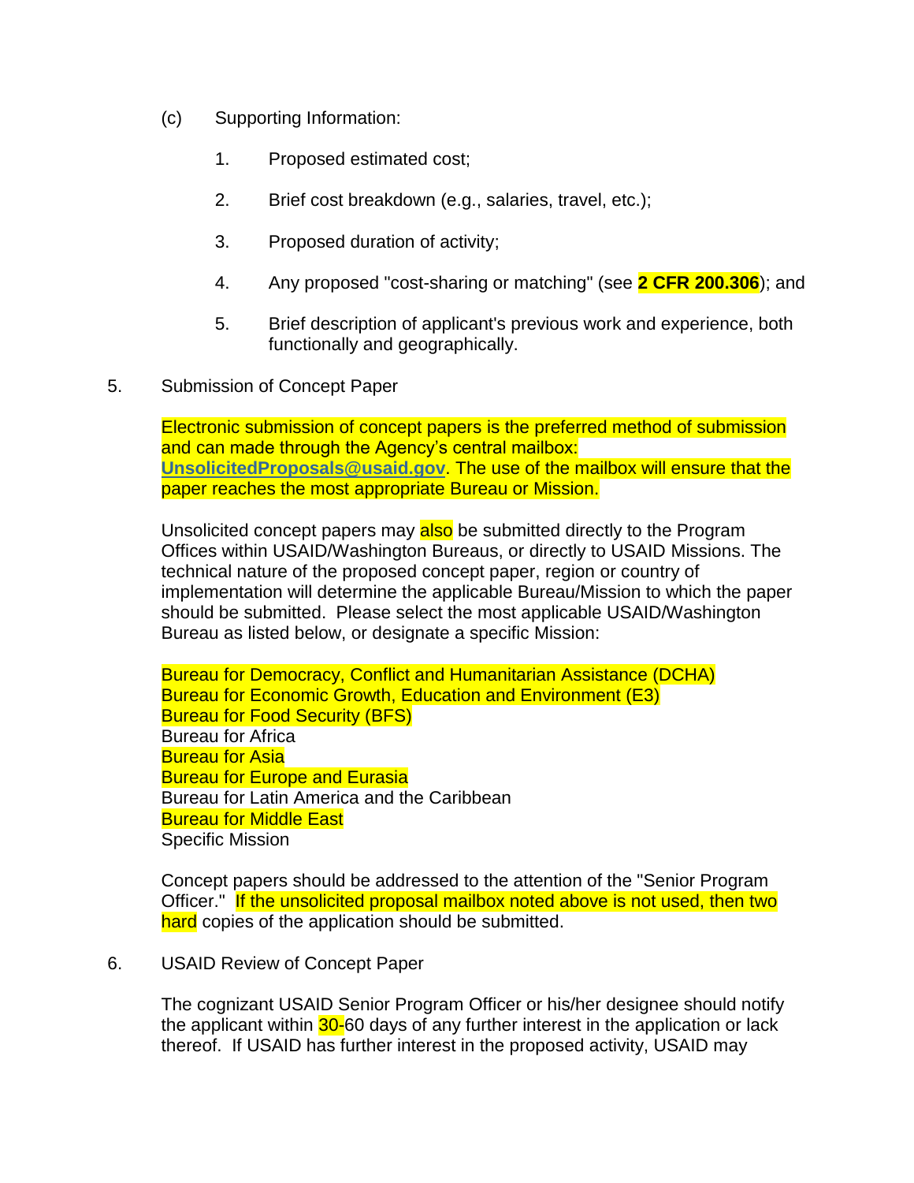(c) Supporting Information:

1. Proposed estimated cost;

2. Brief cost breakdown (e.g., salaries, travel, etc.);

3. Proposed duration of activity;

4. Any proposed "cost-sharing or matching" (see **2 CFR 200.306**); and

5. Brief description of applicant's previous work and experience, both functionally and geographically.

5. Submission of Concept Paper

Electronic submission of concept papers is the preferred method of submission and can made through the Agency's central mailbox: **UnsolicitedProposals@usaid.gov**. The use of the mailbox will ensure that the paper reaches the most appropriate Bureau or Mission.

Unsolicited concept papers may also be submitted directly to the Program Offices within USAID/Washington Bureaus, or directly to USAID Missions. The technical nature of the proposed concept paper, region or country of implementation will determine the applicable Bureau/Mission to which the paper should be submitted. Please select the most applicable USAID/Washington Bureau as listed below, or designate a specific Mission:

Bureau for Democracy, Conflict and Humanitarian Assistance (DCHA)
Bureau for Economic Growth, Education and Environment (E3)
Bureau for Food Security (BFS)
Bureau for Africa
Bureau for Asia
Bureau for Europe and Eurasia
Bureau for Latin America and the Caribbean
Bureau for Middle East
Specific Mission

Concept papers should be addressed to the attention of the "Senior Program Officer." If the unsolicited proposal mailbox noted above is not used, then two hard copies of the application should be submitted.

6. USAID Review of Concept Paper

The cognizant USAID Senior Program Officer or his/her designee should notify the applicant within 30-60 days of any further interest in the application or lack thereof. If USAID has further interest in the proposed activity, USAID may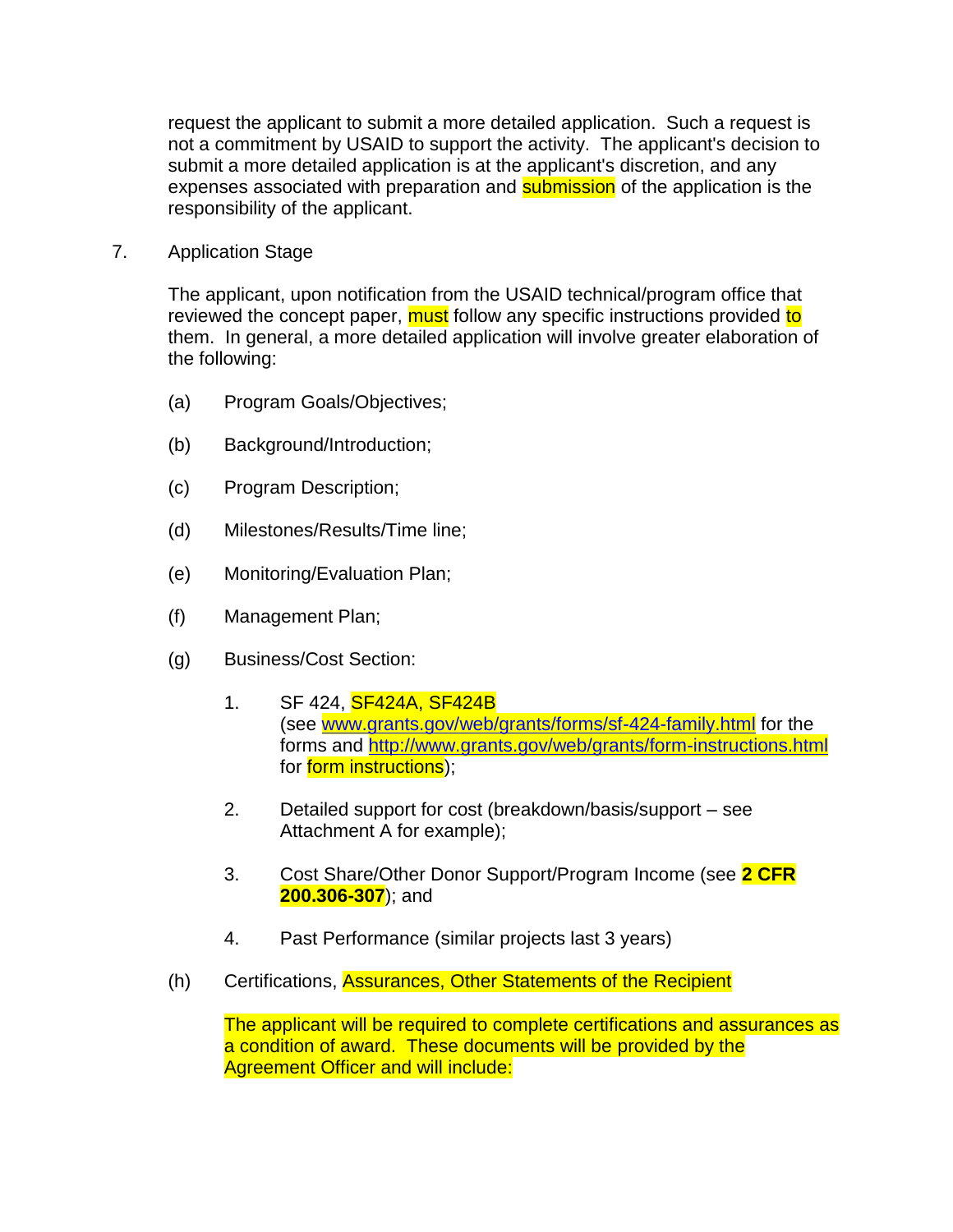request the applicant to submit a more detailed application. Such a request is not a commitment by USAID to support the activity. The applicant's decision to submit a more detailed application is at the applicant's discretion, and any expenses associated with preparation and submission of the application is the responsibility of the applicant.

7. Application Stage

The applicant, upon notification from the USAID technical/program office that reviewed the concept paper, must follow any specific instructions provided to them. In general, a more detailed application will involve greater elaboration of the following:

(a) Program Goals/Objectives;

(b) Background/Introduction;

(c) Program Description;

(d) Milestones/Results/Time line;

(e) Monitoring/Evaluation Plan;

(f) Management Plan;

(g) Business/Cost Section:

1. SF 424, SF424A, SF424B (see [www.grants.gov/web/grants/forms/sf-424-family.html](www.grants.gov/web/grants/forms/sf-424-family.html) for the forms and [http://www.grants.gov/web/grants/form-instructions.html](http://www.grants.gov/web/grants/form-instructions.html) for form instructions);

2. Detailed support for cost (breakdown/basis/support – see Attachment A for example);

3. Cost Share/Other Donor Support/Program Income (see **2 CFR 200.306-307**); and

4. Past Performance (similar projects last 3 years)

(h) Certifications, Assurances, Other Statements of the Recipient

The applicant will be required to complete certifications and assurances as a condition of award. These documents will be provided by the Agreement Officer and will include: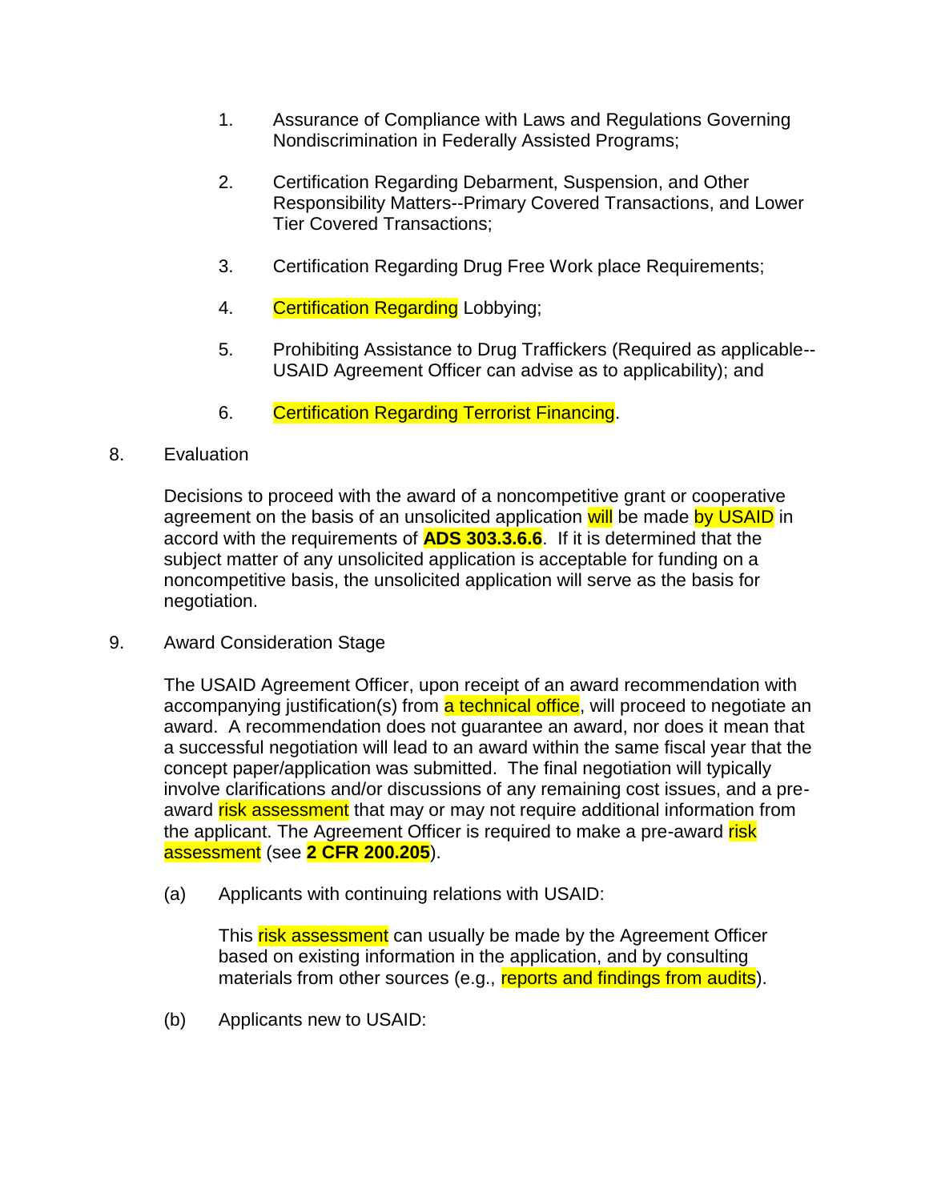1. Assurance of Compliance with Laws and Regulations Governing Nondiscrimination in Federally Assisted Programs;

2. Certification Regarding Debarment, Suspension, and Other Responsibility Matters--Primary Covered Transactions, and Lower Tier Covered Transactions;

3. Certification Regarding Drug Free Work place Requirements;

4. Certification Regarding Lobbying;

5. Prohibiting Assistance to Drug Traffickers (Required as applicable--USAID Agreement Officer can advise as to applicability); and

6. Certification Regarding Terrorist Financing.

8. Evaluation

Decisions to proceed with the award of a noncompetitive grant or cooperative agreement on the basis of an unsolicited application will be made by USAID in accord with the requirements of **ADS 303.3.6.6**. If it is determined that the subject matter of any unsolicited application is acceptable for funding on a noncompetitive basis, the unsolicited application will serve as the basis for negotiation.

9. Award Consideration Stage

The USAID Agreement Officer, upon receipt of an award recommendation with accompanying justification(s) from a technical office, will proceed to negotiate an award. A recommendation does not guarantee an award, nor does it mean that a successful negotiation will lead to an award within the same fiscal year that the concept paper/application was submitted. The final negotiation will typically involve clarifications and/or discussions of any remaining cost issues, and a pre-award risk assessment that may or may not require additional information from the applicant. The Agreement Officer is required to make a pre-award risk assessment (see **2 CFR 200.205**).

(a) Applicants with continuing relations with USAID:

This risk assessment can usually be made by the Agreement Officer based on existing information in the application, and by consulting materials from other sources (e.g., reports and findings from audits).

(b) Applicants new to USAID: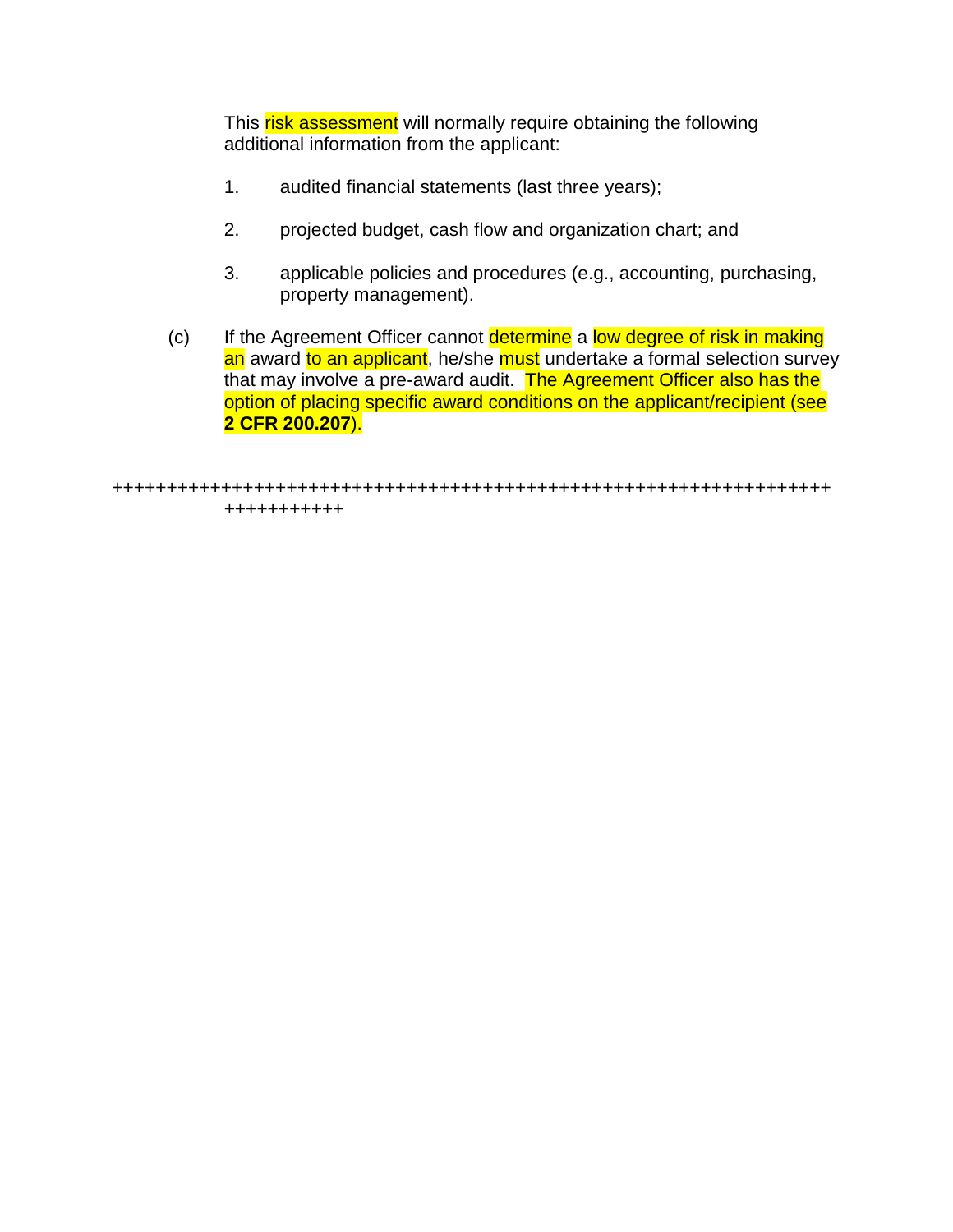This risk assessment will normally require obtaining the following additional information from the applicant:

1. audited financial statements (last three years);

2. projected budget, cash flow and organization chart; and

3. applicable policies and procedures (e.g., accounting, purchasing, property management).

(c) If the Agreement Officer cannot determine a low degree of risk in making an award to an applicant, he/she must undertake a formal selection survey that may involve a pre-award audit. The Agreement Officer also has the option of placing specific award conditions on the applicant/recipient (see **2 CFR 200.207**).

+++++++++++++++++++++++++++++++++++++++++++++++++++++++++++++++++++++++++++++++++++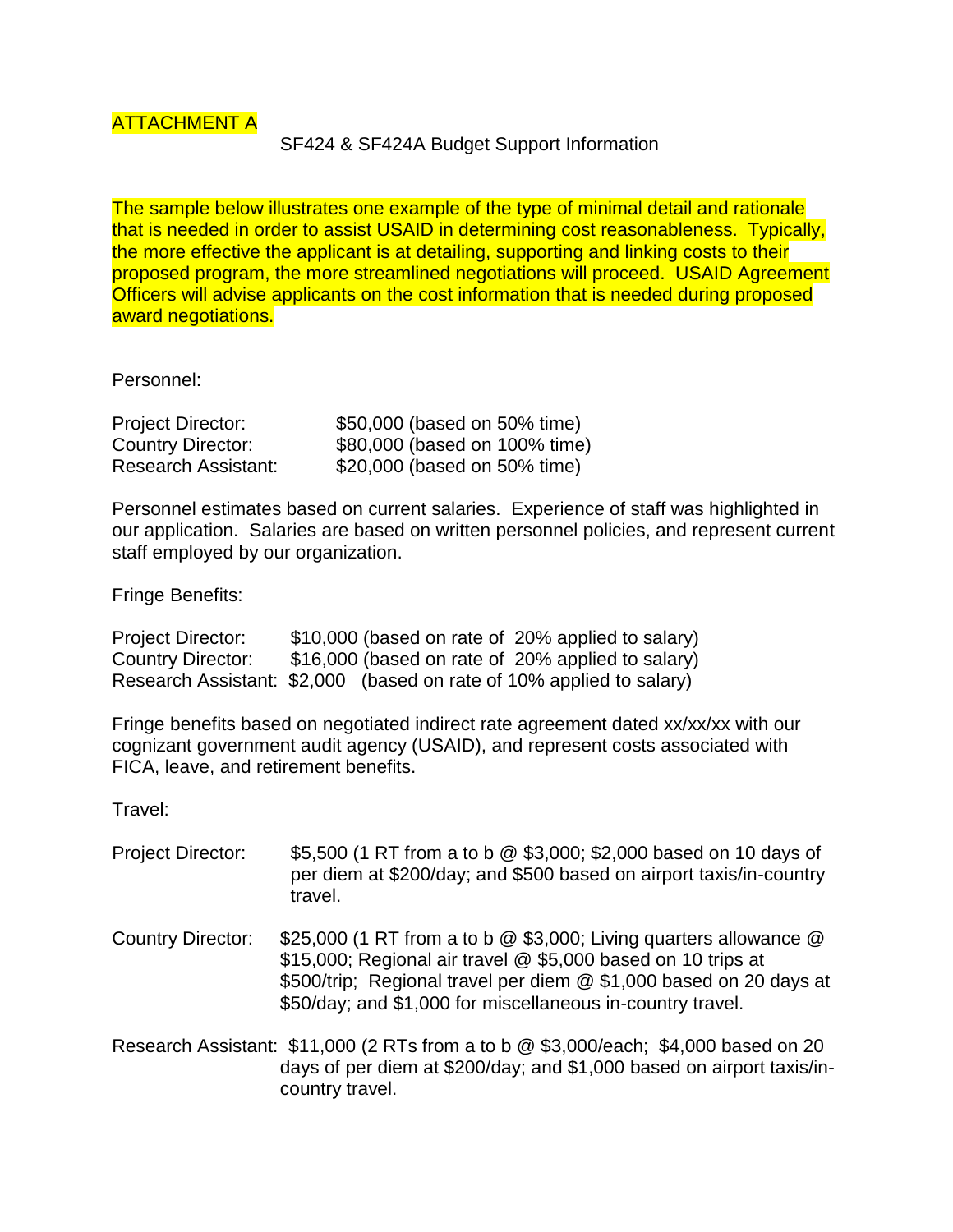ATTACHMENT A

SF424 & SF424A Budget Support Information

The sample below illustrates one example of the type of minimal detail and rationale that is needed in order to assist USAID in determining cost reasonableness. Typically, the more effective the applicant is at detailing, supporting and linking costs to their proposed program, the more streamlined negotiations will proceed. USAID Agreement Officers will advise applicants on the cost information that is needed during proposed award negotiations.

Personnel:

| | |
|---|---|
| Project Director: | $50,000 (based on 50% time) |
| Country Director: | $80,000 (based on 100% time) |
| Research Assistant: | $20,000 (based on 50% time) |

Personnel estimates based on current salaries. Experience of staff was highlighted in our application. Salaries are based on written personnel policies, and represent current staff employed by our organization.

Fringe Benefits:

| | |
|---|---|
| Project Director: | $10,000 (based on rate of 20% applied to salary) |
| Country Director: | $16,000 (based on rate of 20% applied to salary) |
| Research Assistant: | $2,000 (based on rate of 10% applied to salary) |

Fringe benefits based on negotiated indirect rate agreement dated xx/xx/xx with our cognizant government audit agency (USAID), and represent costs associated with FICA, leave, and retirement benefits.

Travel:

| | |
|---|---|
| Project Director: | $5,500 (1 RT from a to b @ $3,000; $2,000 based on 10 days of per diem at $200/day; and $500 based on airport taxis/in-country travel. |
| Country Director: | $25,000 (1 RT from a to b @ $3,000; Living quarters allowance @ $15,000; Regional air travel @ $5,000 based on 10 trips at $500/trip; Regional travel per diem @ $1,000 based on 20 days at $50/day; and $1,000 for miscellaneous in-country travel. |
| Research Assistant: | $11,000 (2 RTs from a to b @ $3,000/each; $4,000 based on 20 days of per diem at $200/day; and $1,000 based on airport taxis/in-country travel. |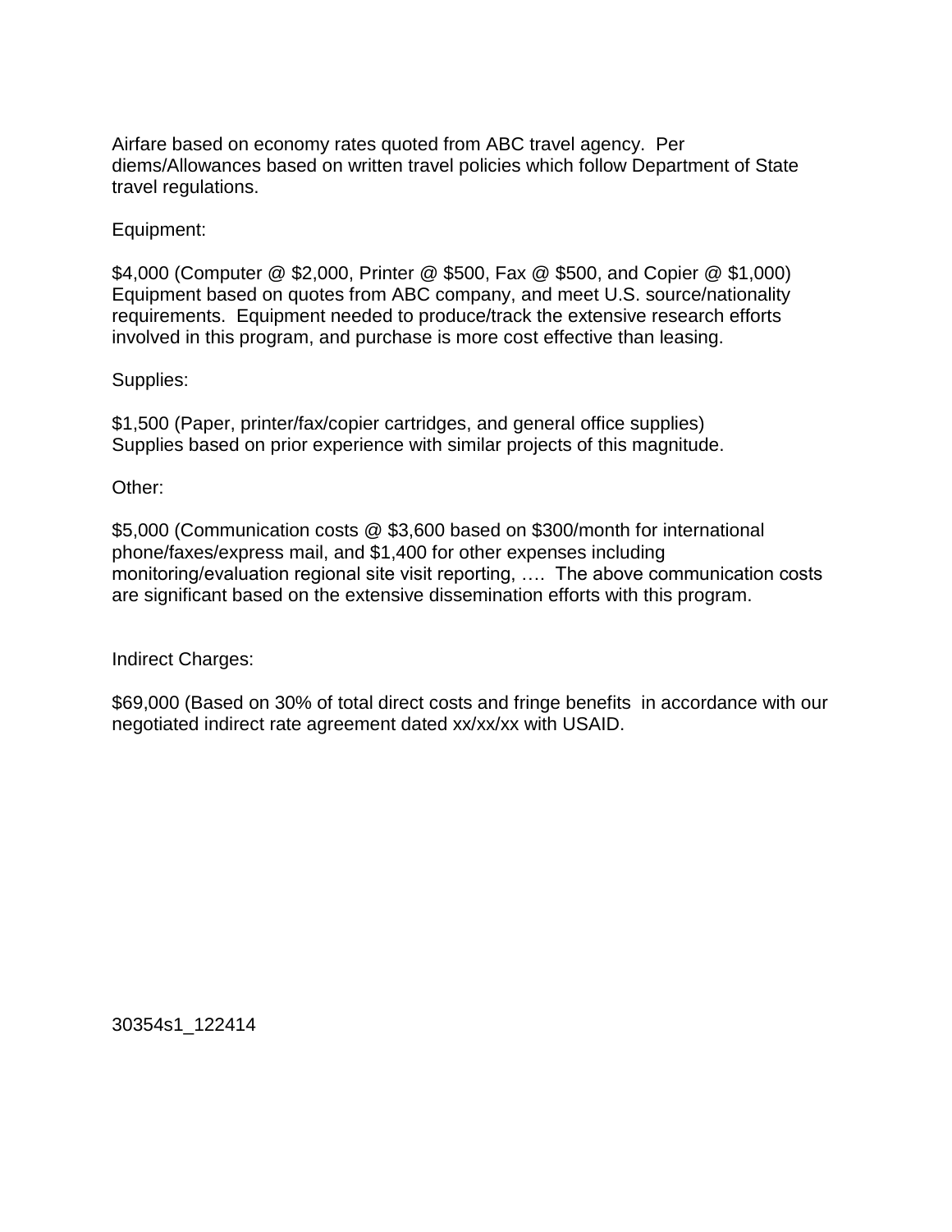Airfare based on economy rates quoted from ABC travel agency. Per diems/Allowances based on written travel policies which follow Department of State travel regulations.

Equipment:

$4,000 (Computer @ $2,000, Printer @ $500, Fax @ $500, and Copier @ $1,000) Equipment based on quotes from ABC company, and meet U.S. source/nationality requirements. Equipment needed to produce/track the extensive research efforts involved in this program, and purchase is more cost effective than leasing.

Supplies:

$1,500 (Paper, printer/fax/copier cartridges, and general office supplies) Supplies based on prior experience with similar projects of this magnitude.

Other:

$5,000 (Communication costs @ $3,600 based on $300/month for international phone/faxes/express mail, and $1,400 for other expenses including monitoring/evaluation regional site visit reporting, …. The above communication costs are significant based on the extensive dissemination efforts with this program.

Indirect Charges:

$69,000 (Based on 30% of total direct costs and fringe benefits in accordance with our negotiated indirect rate agreement dated xx/xx/xx with USAID.

30354s1_122414